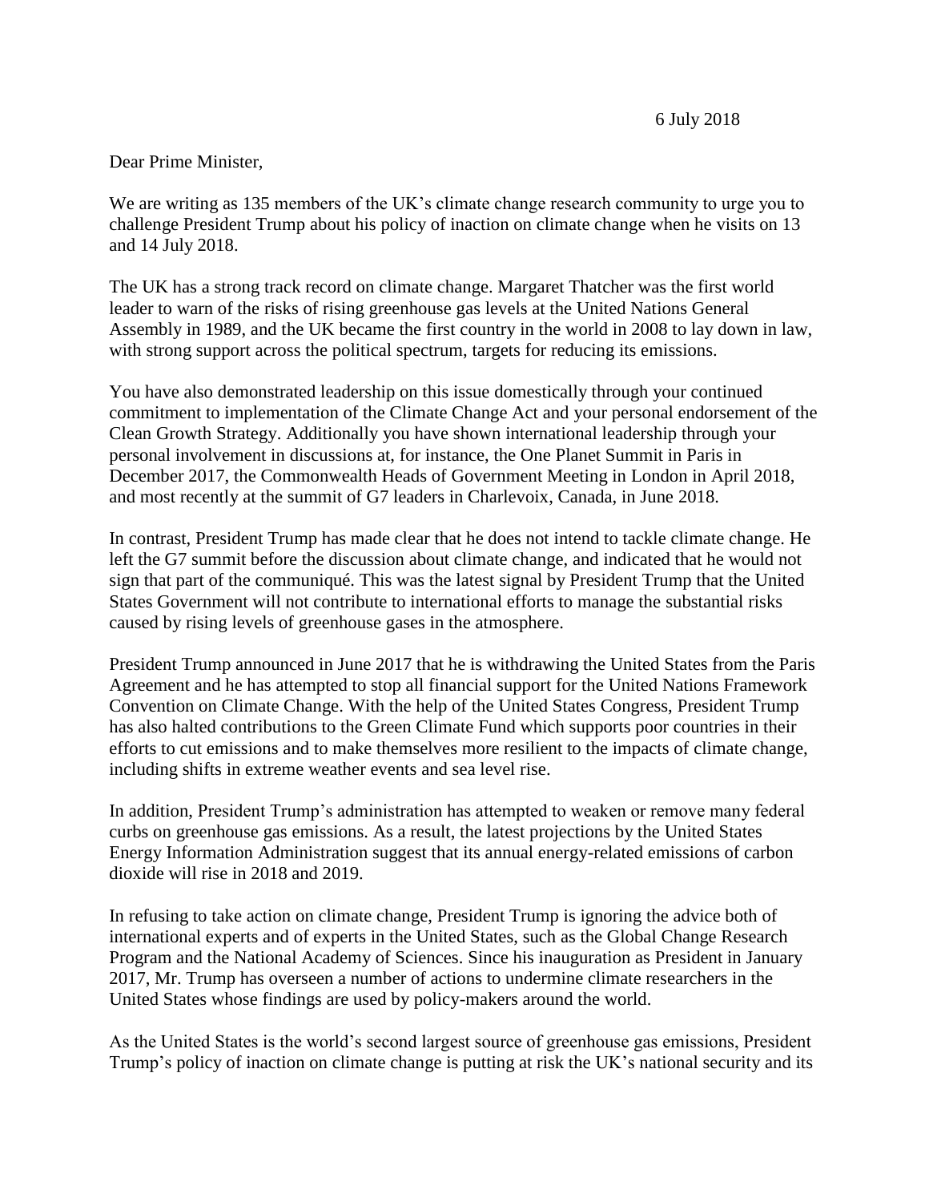6 July 2018

Dear Prime Minister,

We are writing as 135 members of the UK's climate change research community to urge you to challenge President Trump about his policy of inaction on climate change when he visits on 13 and 14 July 2018.

The UK has a strong track record on climate change. Margaret Thatcher was the first world leader to warn of the risks of rising greenhouse gas levels at the United Nations General Assembly in 1989, and the UK became the first country in the world in 2008 to lay down in law, with strong support across the political spectrum, targets for reducing its emissions.

You have also demonstrated leadership on this issue domestically through your continued commitment to implementation of the Climate Change Act and your personal endorsement of the Clean Growth Strategy. Additionally you have shown international leadership through your personal involvement in discussions at, for instance, the One Planet Summit in Paris in December 2017, the Commonwealth Heads of Government Meeting in London in April 2018, and most recently at the summit of G7 leaders in Charlevoix, Canada, in June 2018.

In contrast, President Trump has made clear that he does not intend to tackle climate change. He left the G7 summit before the discussion about climate change, and indicated that he would not sign that part of the communiqué. This was the latest signal by President Trump that the United States Government will not contribute to international efforts to manage the substantial risks caused by rising levels of greenhouse gases in the atmosphere.

President Trump announced in June 2017 that he is withdrawing the United States from the Paris Agreement and he has attempted to stop all financial support for the United Nations Framework Convention on Climate Change. With the help of the United States Congress, President Trump has also halted contributions to the Green Climate Fund which supports poor countries in their efforts to cut emissions and to make themselves more resilient to the impacts of climate change, including shifts in extreme weather events and sea level rise.

In addition, President Trump's administration has attempted to weaken or remove many federal curbs on greenhouse gas emissions. As a result, the latest projections by the United States Energy Information Administration suggest that its annual energy-related emissions of carbon dioxide will rise in 2018 and 2019.

In refusing to take action on climate change, President Trump is ignoring the advice both of international experts and of experts in the United States, such as the Global Change Research Program and the National Academy of Sciences. Since his inauguration as President in January 2017, Mr. Trump has overseen a number of actions to undermine climate researchers in the United States whose findings are used by policy-makers around the world.

As the United States is the world's second largest source of greenhouse gas emissions, President Trump's policy of inaction on climate change is putting at risk the UK's national security and its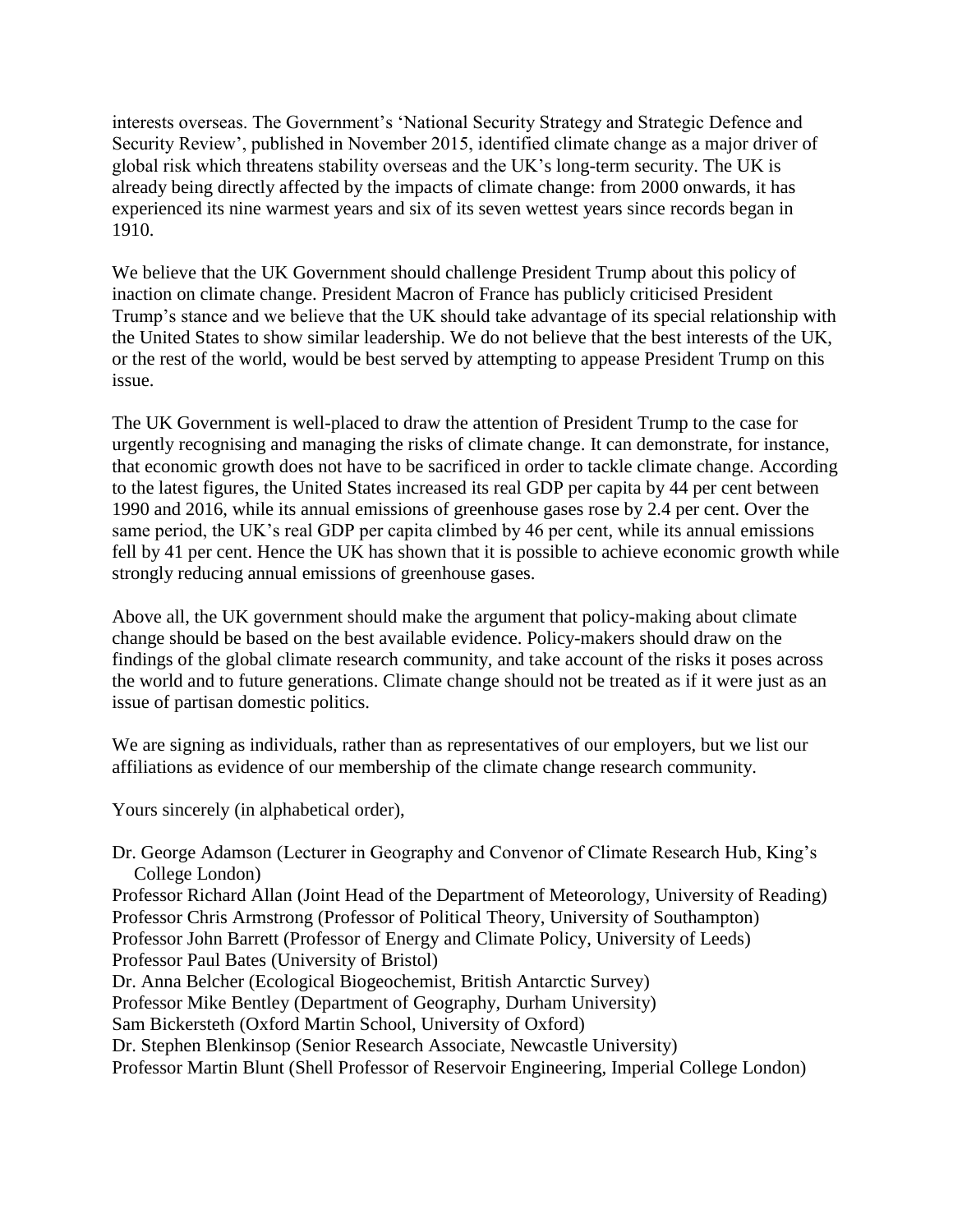interests overseas. The Government's 'National Security Strategy and Strategic Defence and Security Review', published in November 2015, identified climate change as a major driver of global risk which threatens stability overseas and the UK's long-term security. The UK is already being directly affected by the impacts of climate change: from 2000 onwards, it has experienced its nine warmest years and six of its seven wettest years since records began in 1910.

We believe that the UK Government should challenge President Trump about this policy of inaction on climate change. President Macron of France has publicly criticised President Trump's stance and we believe that the UK should take advantage of its special relationship with the United States to show similar leadership. We do not believe that the best interests of the UK, or the rest of the world, would be best served by attempting to appease President Trump on this issue.

The UK Government is well-placed to draw the attention of President Trump to the case for urgently recognising and managing the risks of climate change. It can demonstrate, for instance, that economic growth does not have to be sacrificed in order to tackle climate change. According to the latest figures, the United States increased its real GDP per capita by 44 per cent between 1990 and 2016, while its annual emissions of greenhouse gases rose by 2.4 per cent. Over the same period, the UK's real GDP per capita climbed by 46 per cent, while its annual emissions fell by 41 per cent. Hence the UK has shown that it is possible to achieve economic growth while strongly reducing annual emissions of greenhouse gases.

Above all, the UK government should make the argument that policy-making about climate change should be based on the best available evidence. Policy-makers should draw on the findings of the global climate research community, and take account of the risks it poses across the world and to future generations. Climate change should not be treated as if it were just as an issue of partisan domestic politics.

We are signing as individuals, rather than as representatives of our employers, but we list our affiliations as evidence of our membership of the climate change research community.

Yours sincerely (in alphabetical order),

Dr. George Adamson (Lecturer in Geography and Convenor of Climate Research Hub, King's College London)
Professor Richard Allan (Joint Head of the Department of Meteorology, University of Reading)
Professor Chris Armstrong (Professor of Political Theory, University of Southampton)
Professor John Barrett (Professor of Energy and Climate Policy, University of Leeds)
Professor Paul Bates (University of Bristol)
Dr. Anna Belcher (Ecological Biogeochemist, British Antarctic Survey)
Professor Mike Bentley (Department of Geography, Durham University)
Sam Bickersteth (Oxford Martin School, University of Oxford)
Dr. Stephen Blenkinsop (Senior Research Associate, Newcastle University)
Professor Martin Blunt (Shell Professor of Reservoir Engineering, Imperial College London)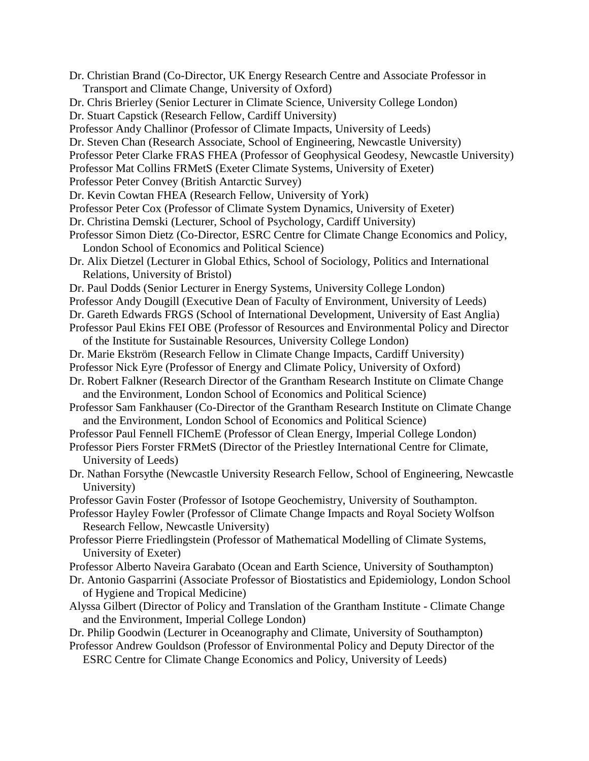Dr. Christian Brand (Co-Director, UK Energy Research Centre and Associate Professor in Transport and Climate Change, University of Oxford)
Dr. Chris Brierley (Senior Lecturer in Climate Science, University College London)
Dr. Stuart Capstick (Research Fellow, Cardiff University)
Professor Andy Challinor (Professor of Climate Impacts, University of Leeds)
Dr. Steven Chan (Research Associate, School of Engineering, Newcastle University)
Professor Peter Clarke FRAS FHEA (Professor of Geophysical Geodesy, Newcastle University)
Professor Mat Collins FRMetS (Exeter Climate Systems, University of Exeter)
Professor Peter Convey (British Antarctic Survey)
Dr. Kevin Cowtan FHEA (Research Fellow, University of York)
Professor Peter Cox (Professor of Climate System Dynamics, University of Exeter)
Dr. Christina Demski (Lecturer, School of Psychology, Cardiff University)
Professor Simon Dietz (Co-Director, ESRC Centre for Climate Change Economics and Policy, London School of Economics and Political Science)
Dr. Alix Dietzel (Lecturer in Global Ethics, School of Sociology, Politics and International Relations, University of Bristol)
Dr. Paul Dodds (Senior Lecturer in Energy Systems, University College London)
Professor Andy Dougill (Executive Dean of Faculty of Environment, University of Leeds)
Dr. Gareth Edwards FRGS (School of International Development, University of East Anglia)
Professor Paul Ekins FEI OBE (Professor of Resources and Environmental Policy and Director of the Institute for Sustainable Resources, University College London)
Dr. Marie Ekström (Research Fellow in Climate Change Impacts, Cardiff University)
Professor Nick Eyre (Professor of Energy and Climate Policy, University of Oxford)
Dr. Robert Falkner (Research Director of the Grantham Research Institute on Climate Change and the Environment, London School of Economics and Political Science)
Professor Sam Fankhauser (Co-Director of the Grantham Research Institute on Climate Change and the Environment, London School of Economics and Political Science)
Professor Paul Fennell FIChemE (Professor of Clean Energy, Imperial College London)
Professor Piers Forster FRMetS (Director of the Priestley International Centre for Climate, University of Leeds)
Dr. Nathan Forsythe (Newcastle University Research Fellow, School of Engineering, Newcastle University)
Professor Gavin Foster (Professor of Isotope Geochemistry, University of Southampton.
Professor Hayley Fowler (Professor of Climate Change Impacts and Royal Society Wolfson Research Fellow, Newcastle University)
Professor Pierre Friedlingstein (Professor of Mathematical Modelling of Climate Systems, University of Exeter)
Professor Alberto Naveira Garabato (Ocean and Earth Science, University of Southampton)
Dr. Antonio Gasparrini (Associate Professor of Biostatistics and Epidemiology, London School of Hygiene and Tropical Medicine)
Alyssa Gilbert (Director of Policy and Translation of the Grantham Institute - Climate Change and the Environment, Imperial College London)
Dr. Philip Goodwin (Lecturer in Oceanography and Climate, University of Southampton)
Professor Andrew Gouldson (Professor of Environmental Policy and Deputy Director of the ESRC Centre for Climate Change Economics and Policy, University of Leeds)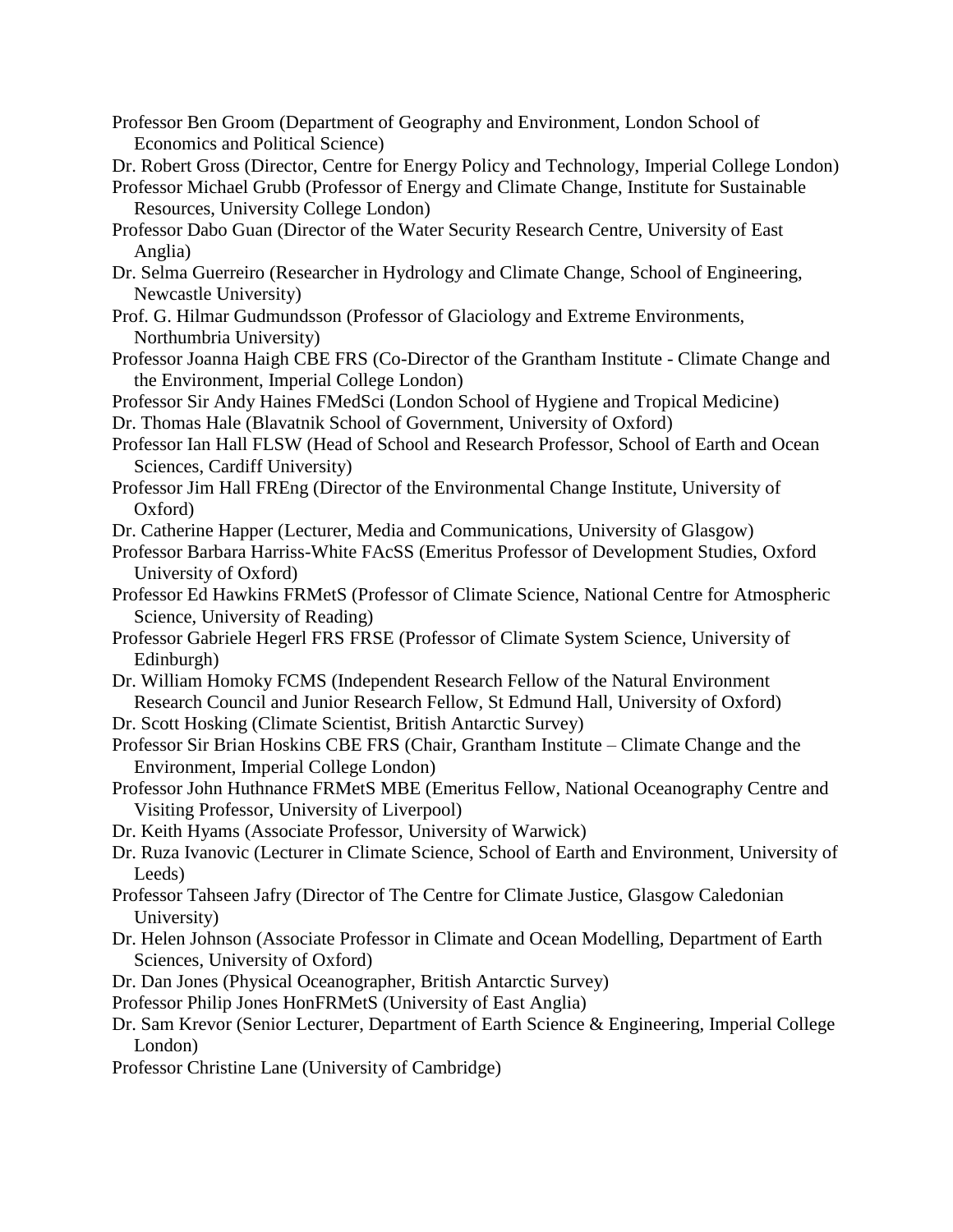Professor Ben Groom (Department of Geography and Environment, London School of Economics and Political Science)

Dr. Robert Gross (Director, Centre for Energy Policy and Technology, Imperial College London)

Professor Michael Grubb (Professor of Energy and Climate Change, Institute for Sustainable Resources, University College London)

Professor Dabo Guan (Director of the Water Security Research Centre, University of East Anglia)

Dr. Selma Guerreiro (Researcher in Hydrology and Climate Change, School of Engineering, Newcastle University)

Prof. G. Hilmar Gudmundsson (Professor of Glaciology and Extreme Environments, Northumbria University)

Professor Joanna Haigh CBE FRS (Co-Director of the Grantham Institute - Climate Change and the Environment, Imperial College London)

Professor Sir Andy Haines FMedSci (London School of Hygiene and Tropical Medicine)

Dr. Thomas Hale (Blavatnik School of Government, University of Oxford)

Professor Ian Hall FLSW (Head of School and Research Professor, School of Earth and Ocean Sciences, Cardiff University)

Professor Jim Hall FREng (Director of the Environmental Change Institute, University of Oxford)

Dr. Catherine Happer (Lecturer, Media and Communications, University of Glasgow)

Professor Barbara Harriss-White FAcSS (Emeritus Professor of Development Studies, Oxford University of Oxford)

Professor Ed Hawkins FRMetS (Professor of Climate Science, National Centre for Atmospheric Science, University of Reading)

Professor Gabriele Hegerl FRS FRSE (Professor of Climate System Science, University of Edinburgh)

Dr. William Homoky FCMS (Independent Research Fellow of the Natural Environment Research Council and Junior Research Fellow, St Edmund Hall, University of Oxford)

Dr. Scott Hosking (Climate Scientist, British Antarctic Survey)

Professor Sir Brian Hoskins CBE FRS (Chair, Grantham Institute – Climate Change and the Environment, Imperial College London)

Professor John Huthnance FRMetS MBE (Emeritus Fellow, National Oceanography Centre and Visiting Professor, University of Liverpool)

Dr. Keith Hyams (Associate Professor, University of Warwick)

Dr. Ruza Ivanovic (Lecturer in Climate Science, School of Earth and Environment, University of Leeds)

Professor Tahseen Jafry (Director of The Centre for Climate Justice, Glasgow Caledonian University)

Dr. Helen Johnson (Associate Professor in Climate and Ocean Modelling, Department of Earth Sciences, University of Oxford)

Dr. Dan Jones (Physical Oceanographer, British Antarctic Survey)

Professor Philip Jones HonFRMetS (University of East Anglia)

Dr. Sam Krevor (Senior Lecturer, Department of Earth Science & Engineering, Imperial College London)

Professor Christine Lane (University of Cambridge)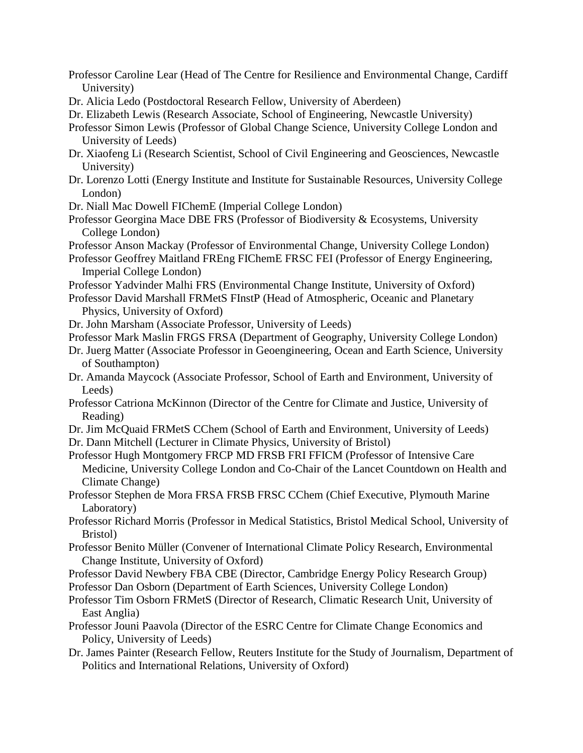Professor Caroline Lear (Head of The Centre for Resilience and Environmental Change, Cardiff University)

Dr. Alicia Ledo (Postdoctoral Research Fellow, University of Aberdeen)

Dr. Elizabeth Lewis (Research Associate, School of Engineering, Newcastle University)

Professor Simon Lewis (Professor of Global Change Science, University College London and University of Leeds)

Dr. Xiaofeng Li (Research Scientist, School of Civil Engineering and Geosciences, Newcastle University)

Dr. Lorenzo Lotti (Energy Institute and Institute for Sustainable Resources, University College London)

Dr. Niall Mac Dowell FIChemE (Imperial College London)

Professor Georgina Mace DBE FRS (Professor of Biodiversity & Ecosystems, University College London)

Professor Anson Mackay (Professor of Environmental Change, University College London)

Professor Geoffrey Maitland FREng FIChemE FRSC FEI (Professor of Energy Engineering, Imperial College London)

Professor Yadvinder Malhi FRS (Environmental Change Institute, University of Oxford)

Professor David Marshall FRMetS FInstP (Head of Atmospheric, Oceanic and Planetary Physics, University of Oxford)

Dr. John Marsham (Associate Professor, University of Leeds)

Professor Mark Maslin FRGS FRSA (Department of Geography, University College London)

Dr. Juerg Matter (Associate Professor in Geoengineering, Ocean and Earth Science, University of Southampton)

Dr. Amanda Maycock (Associate Professor, School of Earth and Environment, University of Leeds)

Professor Catriona McKinnon (Director of the Centre for Climate and Justice, University of Reading)

Dr. Jim McQuaid FRMetS CChem (School of Earth and Environment, University of Leeds)

Dr. Dann Mitchell (Lecturer in Climate Physics, University of Bristol)

Professor Hugh Montgomery FRCP MD FRSB FRI FFICM (Professor of Intensive Care Medicine, University College London and Co-Chair of the Lancet Countdown on Health and Climate Change)

Professor Stephen de Mora FRSA FRSB FRSC CChem (Chief Executive, Plymouth Marine Laboratory)

Professor Richard Morris (Professor in Medical Statistics, Bristol Medical School, University of Bristol)

Professor Benito Müller (Convener of International Climate Policy Research, Environmental Change Institute, University of Oxford)

Professor David Newbery FBA CBE (Director, Cambridge Energy Policy Research Group)

Professor Dan Osborn (Department of Earth Sciences, University College London)

Professor Tim Osborn FRMetS (Director of Research, Climatic Research Unit, University of East Anglia)

Professor Jouni Paavola (Director of the ESRC Centre for Climate Change Economics and Policy, University of Leeds)

Dr. James Painter (Research Fellow, Reuters Institute for the Study of Journalism, Department of Politics and International Relations, University of Oxford)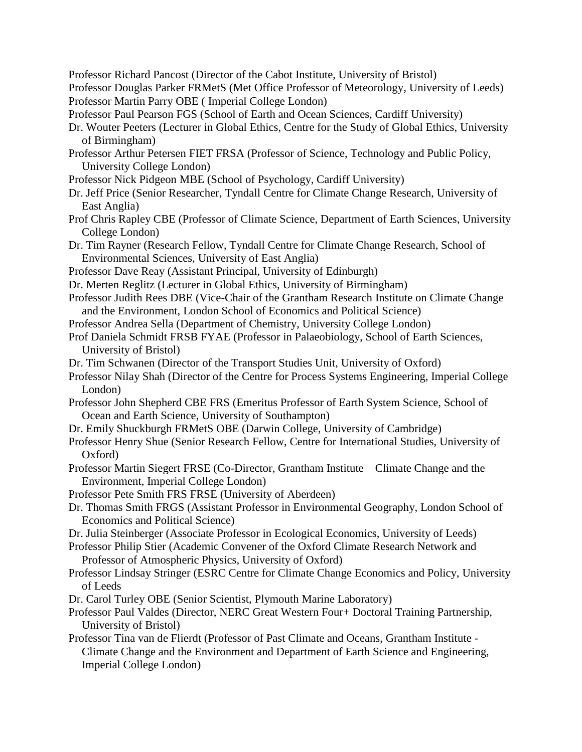Professor Richard Pancost (Director of the Cabot Institute, University of Bristol)

Professor Douglas Parker FRMetS (Met Office Professor of Meteorology, University of Leeds)

Professor Martin Parry OBE ( Imperial College London)

Professor Paul Pearson FGS (School of Earth and Ocean Sciences, Cardiff University)

Dr. Wouter Peeters (Lecturer in Global Ethics, Centre for the Study of Global Ethics, University of Birmingham)

Professor Arthur Petersen FIET FRSA (Professor of Science, Technology and Public Policy, University College London)

Professor Nick Pidgeon MBE (School of Psychology, Cardiff University)

Dr. Jeff Price (Senior Researcher, Tyndall Centre for Climate Change Research, University of East Anglia)

Prof Chris Rapley CBE (Professor of Climate Science, Department of Earth Sciences, University College London)

Dr. Tim Rayner (Research Fellow, Tyndall Centre for Climate Change Research, School of Environmental Sciences, University of East Anglia)

Professor Dave Reay (Assistant Principal, University of Edinburgh)

Dr. Merten Reglitz (Lecturer in Global Ethics, University of Birmingham)

Professor Judith Rees DBE (Vice-Chair of the Grantham Research Institute on Climate Change and the Environment, London School of Economics and Political Science)

Professor Andrea Sella (Department of Chemistry, University College London)

Prof Daniela Schmidt FRSB FYAE (Professor in Palaeobiology, School of Earth Sciences, University of Bristol)

Dr. Tim Schwanen (Director of the Transport Studies Unit, University of Oxford)

Professor Nilay Shah (Director of the Centre for Process Systems Engineering, Imperial College London)

Professor John Shepherd CBE FRS (Emeritus Professor of Earth System Science, School of Ocean and Earth Science, University of Southampton)

Dr. Emily Shuckburgh FRMetS OBE (Darwin College, University of Cambridge)

Professor Henry Shue (Senior Research Fellow, Centre for International Studies, University of Oxford)

Professor Martin Siegert FRSE (Co-Director, Grantham Institute – Climate Change and the Environment, Imperial College London)

Professor Pete Smith FRS FRSE (University of Aberdeen)

Dr. Thomas Smith FRGS (Assistant Professor in Environmental Geography, London School of Economics and Political Science)

Dr. Julia Steinberger (Associate Professor in Ecological Economics, University of Leeds)

Professor Philip Stier (Academic Convener of the Oxford Climate Research Network and Professor of Atmospheric Physics, University of Oxford)

Professor Lindsay Stringer (ESRC Centre for Climate Change Economics and Policy, University of Leeds

Dr. Carol Turley OBE (Senior Scientist, Plymouth Marine Laboratory)

Professor Paul Valdes (Director, NERC Great Western Four+ Doctoral Training Partnership, University of Bristol)

Professor Tina van de Flierdt (Professor of Past Climate and Oceans, Grantham Institute - Climate Change and the Environment and Department of Earth Science and Engineering, Imperial College London)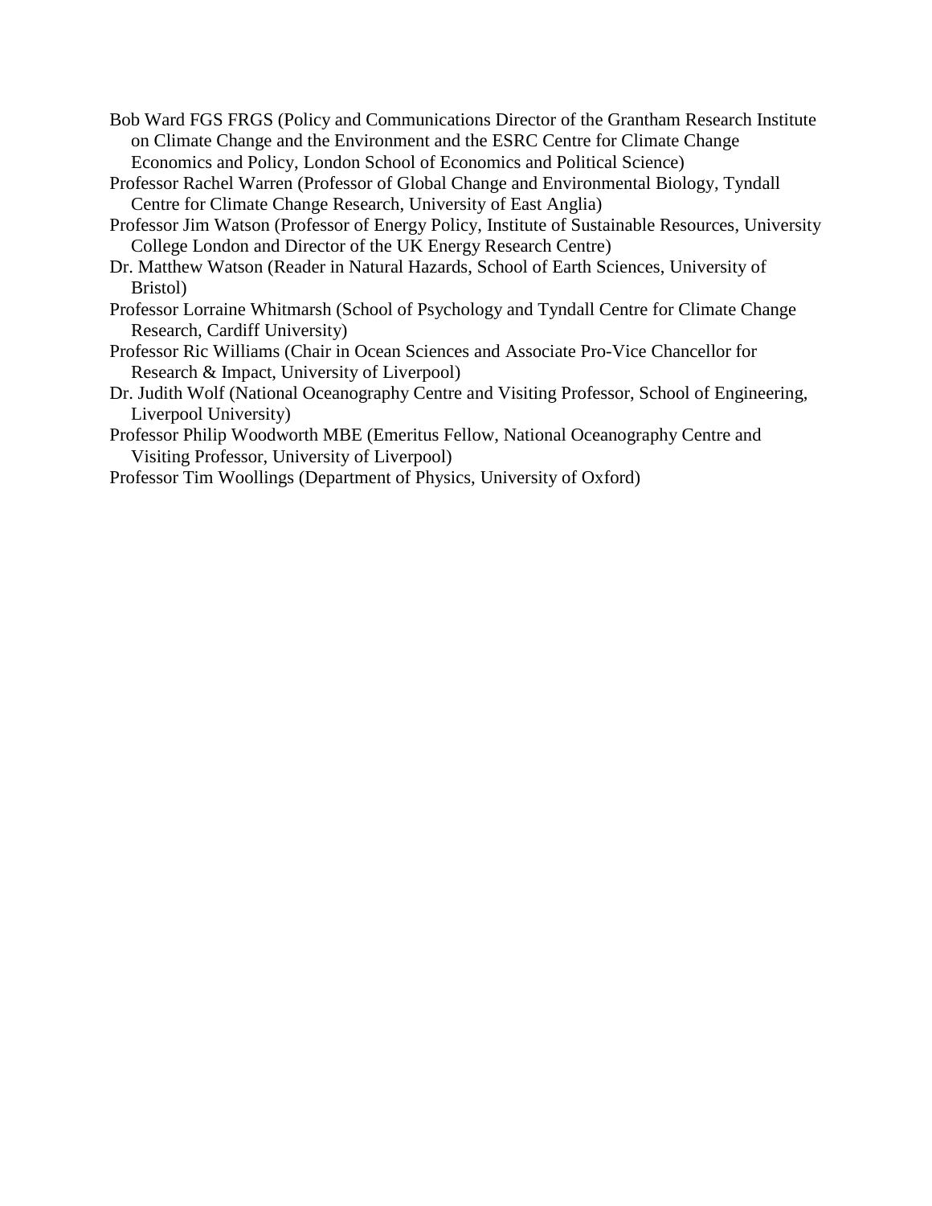Bob Ward FGS FRGS (Policy and Communications Director of the Grantham Research Institute on Climate Change and the Environment and the ESRC Centre for Climate Change Economics and Policy, London School of Economics and Political Science)

Professor Rachel Warren (Professor of Global Change and Environmental Biology, Tyndall Centre for Climate Change Research, University of East Anglia)

Professor Jim Watson (Professor of Energy Policy, Institute of Sustainable Resources, University College London and Director of the UK Energy Research Centre)

Dr. Matthew Watson (Reader in Natural Hazards, School of Earth Sciences, University of Bristol)

Professor Lorraine Whitmarsh (School of Psychology and Tyndall Centre for Climate Change Research, Cardiff University)

Professor Ric Williams (Chair in Ocean Sciences and Associate Pro-Vice Chancellor for Research & Impact, University of Liverpool)

Dr. Judith Wolf (National Oceanography Centre and Visiting Professor, School of Engineering, Liverpool University)

Professor Philip Woodworth MBE (Emeritus Fellow, National Oceanography Centre and Visiting Professor, University of Liverpool)

Professor Tim Woollings (Department of Physics, University of Oxford)